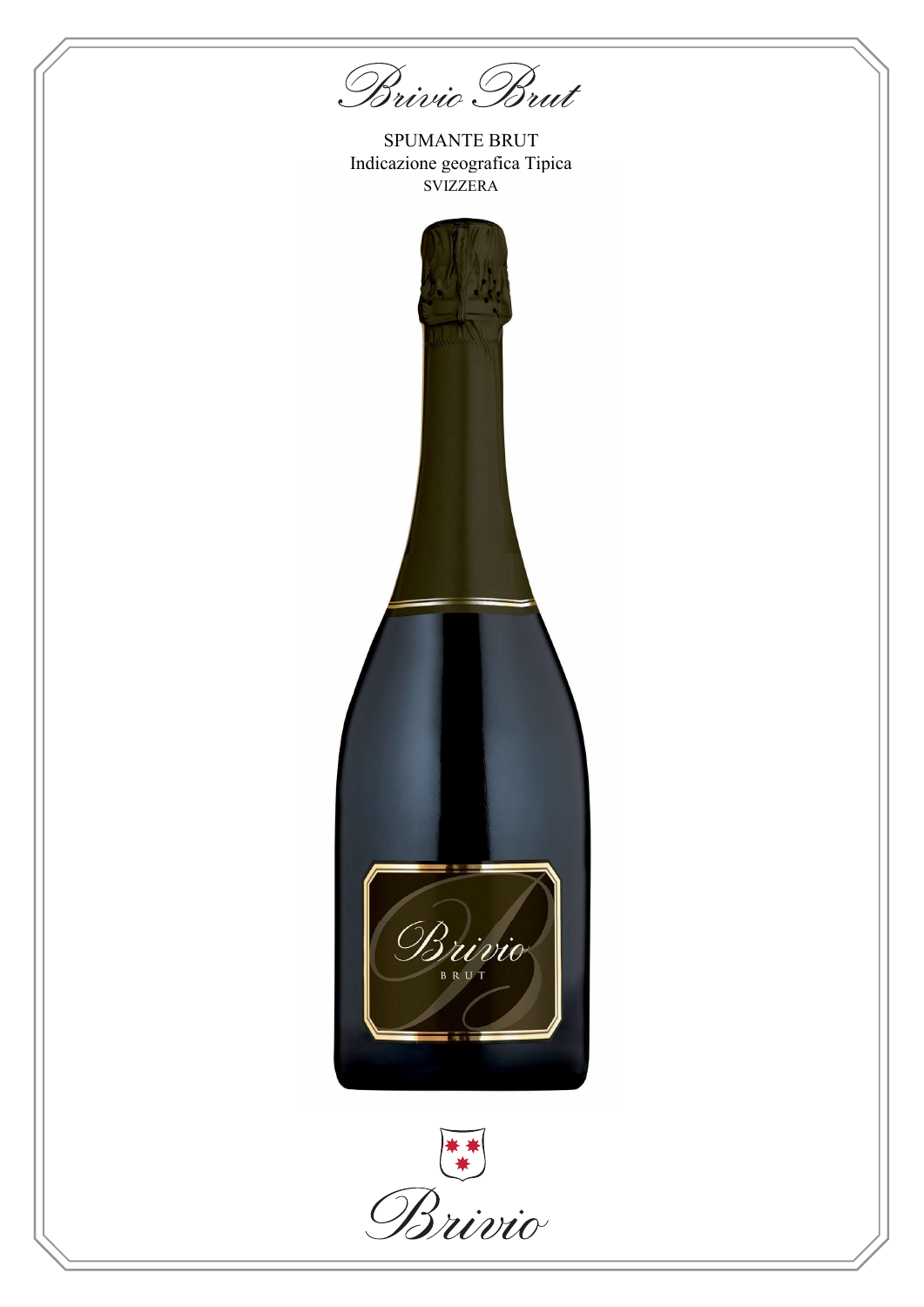# Brivio Brut

SPUMANTE BRUT
Indicazione geografica Tipica
SVIZZERA

Brivio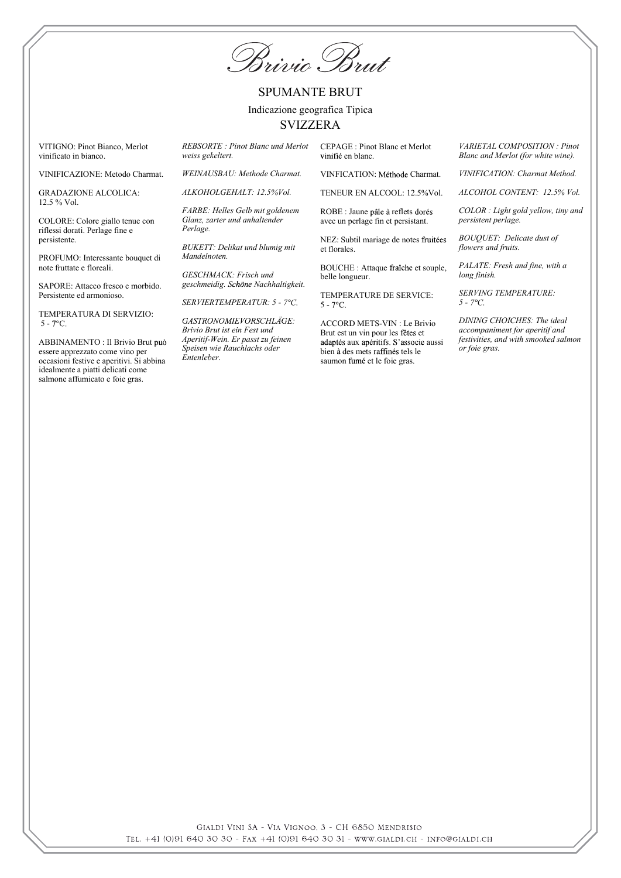# Brivio Brut

## SPUMANTE BRUT

Indicazione geografica Tipica

SVIZZERA

VITIGNO: Pinot Bianco, Merlot vinificato in bianco.

VINIFICAZIONE: Metodo Charmat.

GRADAZIONE ALCOLICA: 12.5 % Vol.

COLORE: Colore giallo tenue con riflessi dorati. Perlage fine e persistente.

PROFUMO: Interessante bouquet di note fruttate e floreali.

SAPORE: Attacco fresco e morbido. Persistente ed armonioso.

TEMPERATURA DI SERVIZIO: 5 - 7°C.

ABBINAMENTO : Il Brivio Brut può essere apprezzato come vino per occasioni festive e aperitivi. Si abbina idealmente a piatti delicati come salmone affumicato e foie gras.

*REBSORTE : Pinot Blanc und Merlot weiss gekeltert.*

*WEINAUSBAU: Methode Charmat.*

*ALKOHOLGEHALT: 12.5%Vol.*

*FARBE: Helles Gelb mit goldenem Glanz, zarter und anhaltender Perlage.*

*BUKETT: Delikat und blumig mit Mandelnoten.*

*GESCHMACK: Frisch und geschmeidig. Schöne Nachhaltigkeit.*

*SERVIERTEMPERATUR: 5 - 7°C.*

*GASTRONOMIEVORSCHLÄGE: Brivio Brut ist ein Fest und Aperitif-Wein. Er passt zu feinen Speisen wie Rauchlachs oder Entenleber.*

CEPAGE : Pinot Blanc et Merlot vinifié en blanc.

VINFICATION: Méthode Charmat.

TENEUR EN ALCOOL: 12.5%Vol.

ROBE : Jaune pâle à reflets dorés avec un perlage fin et persistant.

NEZ: Subtil mariage de notes fruitées et florales.

BOUCHE : Attaque fraîche et souple, belle longueur.

TEMPERATURE DE SERVICE: 5 - 7°C.

ACCORD METS-VIN : Le Brivio Brut est un vin pour les fêtes et adaptés aux apéritifs. S'associe aussi bien à des mets raffinés tels le saumon fumé et le foie gras.

*VARIETAL COMPOSITION : Pinot Blanc and Merlot (for white wine).*

*VINIFICATION: Charmat Method.*

*ALCOHOL CONTENT: 12.5% Vol.*

*COLOR : Light gold yellow, tiny and persistent perlage.*

*BOUQUET: Delicate dust of flowers and fruits.*

*PALATE: Fresh and fine, with a long finish.*

*SERVING TEMPERATURE: 5 - 7°C.*

*DINING CHOICHES: The ideal accompaniment for aperitif and festivities, and with smooked salmon or foie gras.*

GIALDI VINI SA - VIA VIGNOO, 3 - CH 6850 MENDRISIO

TEL. +41 (0)91 640 30 30 - FAX +41 (0)91 640 30 31 - WWW.GIALDI.CH - INFO@GIALDI.CH